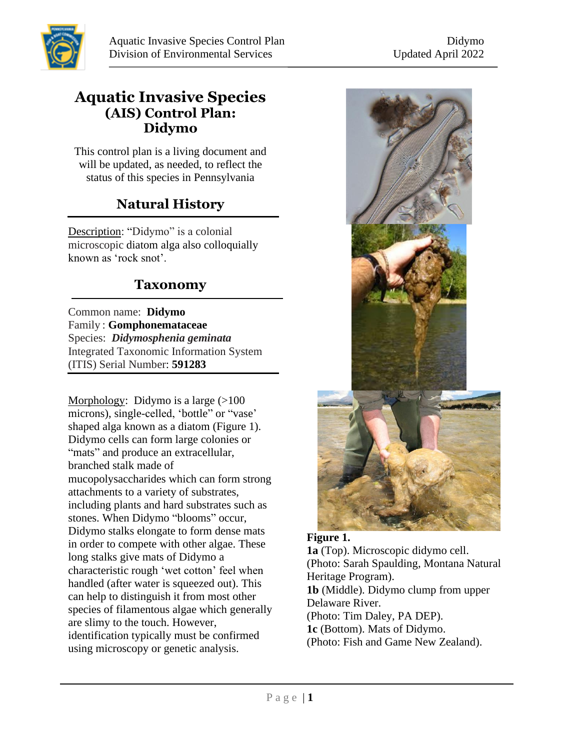# Aquatic Invasive Species (AIS) Control Plan: Didymo

This control plan is a living document and will be updated, as needed, to reflect the status of this species in Pennsylvania

## Natural History

Description: "Didymo" is a colonial microscopic diatom alga also colloquially known as 'rock snot'.

## Taxonomy

Common name: **Didymo**
Family : **Gomphonemataceae**
Species: ***Didymosphenia geminata***
Integrated Taxonomic Information System (ITIS) Serial Number: **591283**

Morphology: Didymo is a large (>100 microns), single-celled, 'bottle" or "vase' shaped alga known as a diatom (Figure 1). Didymo cells can form large colonies or "mats" and produce an extracellular, branched stalk made of mucopolysaccharides which can form strong attachments to a variety of substrates, including plants and hard substrates such as stones. When Didymo "blooms" occur, Didymo stalks elongate to form dense mats in order to compete with other algae. These long stalks give mats of Didymo a characteristic rough 'wet cotton' feel when handled (after water is squeezed out). This can help to distinguish it from most other species of filamentous algae which generally are slimy to the touch. However, identification typically must be confirmed using microscopy or genetic analysis.

**Figure 1.**
**1a** (Top). Microscopic didymo cell. (Photo: Sarah Spaulding, Montana Natural Heritage Program).
**1b** (Middle). Didymo clump from upper Delaware River. (Photo: Tim Daley, PA DEP).
**1c** (Bottom). Mats of Didymo. (Photo: Fish and Game New Zealand).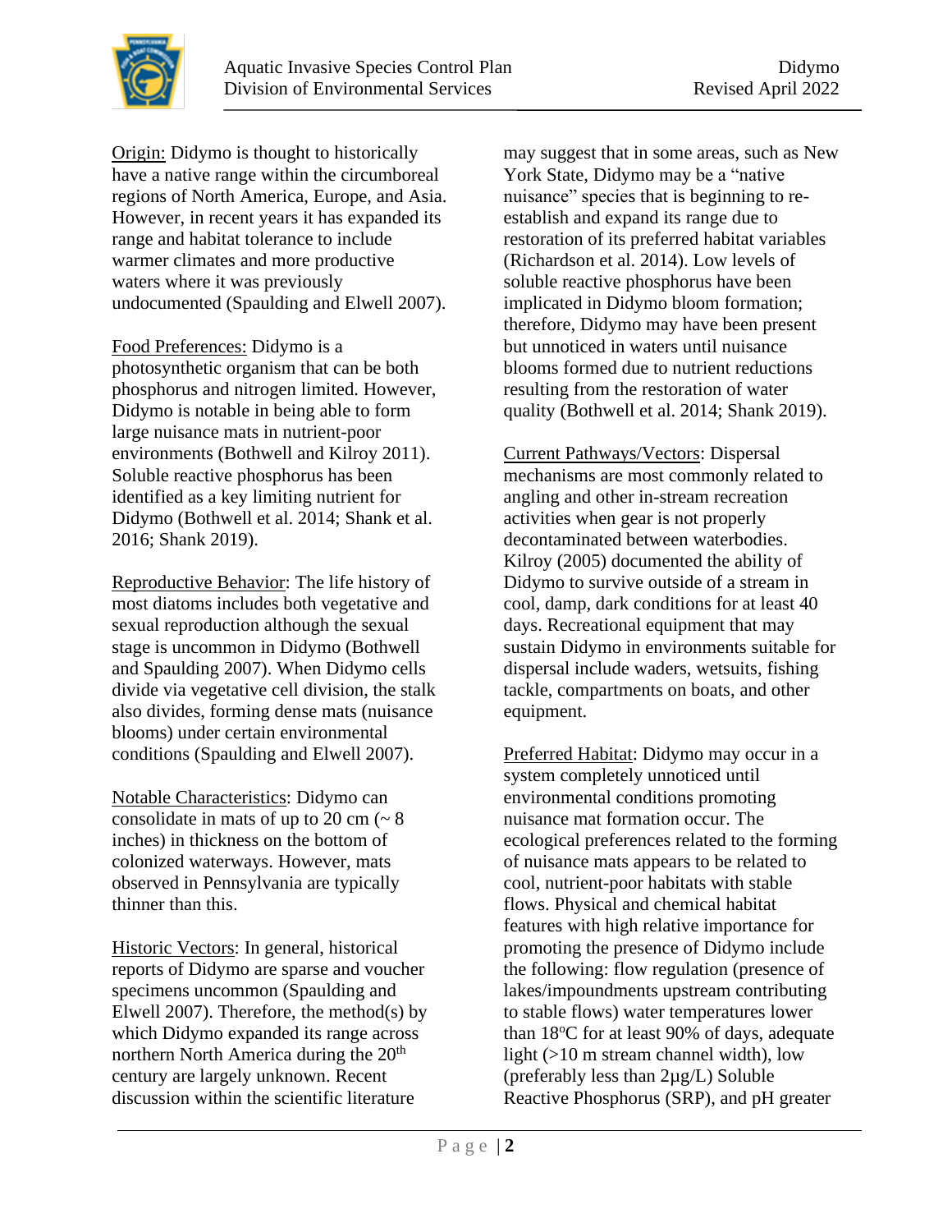Origin: Didymo is thought to historically have a native range within the circumboreal regions of North America, Europe, and Asia. However, in recent years it has expanded its range and habitat tolerance to include warmer climates and more productive waters where it was previously undocumented (Spaulding and Elwell 2007).

Food Preferences: Didymo is a photosynthetic organism that can be both phosphorus and nitrogen limited. However, Didymo is notable in being able to form large nuisance mats in nutrient-poor environments (Bothwell and Kilroy 2011). Soluble reactive phosphorus has been identified as a key limiting nutrient for Didymo (Bothwell et al. 2014; Shank et al. 2016; Shank 2019).

Reproductive Behavior: The life history of most diatoms includes both vegetative and sexual reproduction although the sexual stage is uncommon in Didymo (Bothwell and Spaulding 2007). When Didymo cells divide via vegetative cell division, the stalk also divides, forming dense mats (nuisance blooms) under certain environmental conditions (Spaulding and Elwell 2007).

Notable Characteristics: Didymo can consolidate in mats of up to 20 cm (~ 8 inches) in thickness on the bottom of colonized waterways. However, mats observed in Pennsylvania are typically thinner than this.

Historic Vectors: In general, historical reports of Didymo are sparse and voucher specimens uncommon (Spaulding and Elwell 2007). Therefore, the method(s) by which Didymo expanded its range across northern North America during the 20th century are largely unknown. Recent discussion within the scientific literature may suggest that in some areas, such as New York State, Didymo may be a "native nuisance" species that is beginning to re-establish and expand its range due to restoration of its preferred habitat variables (Richardson et al. 2014). Low levels of soluble reactive phosphorus have been implicated in Didymo bloom formation; therefore, Didymo may have been present but unnoticed in waters until nuisance blooms formed due to nutrient reductions resulting from the restoration of water quality (Bothwell et al. 2014; Shank 2019).

Current Pathways/Vectors: Dispersal mechanisms are most commonly related to angling and other in-stream recreation activities when gear is not properly decontaminated between waterbodies. Kilroy (2005) documented the ability of Didymo to survive outside of a stream in cool, damp, dark conditions for at least 40 days. Recreational equipment that may sustain Didymo in environments suitable for dispersal include waders, wetsuits, fishing tackle, compartments on boats, and other equipment.

Preferred Habitat: Didymo may occur in a system completely unnoticed until environmental conditions promoting nuisance mat formation occur. The ecological preferences related to the forming of nuisance mats appears to be related to cool, nutrient-poor habitats with stable flows. Physical and chemical habitat features with high relative importance for promoting the presence of Didymo include the following: flow regulation (presence of lakes/impoundments upstream contributing to stable flows) water temperatures lower than 18°C for at least 90% of days, adequate light (>10 m stream channel width), low (preferably less than 2µg/L) Soluble Reactive Phosphorus (SRP), and pH greater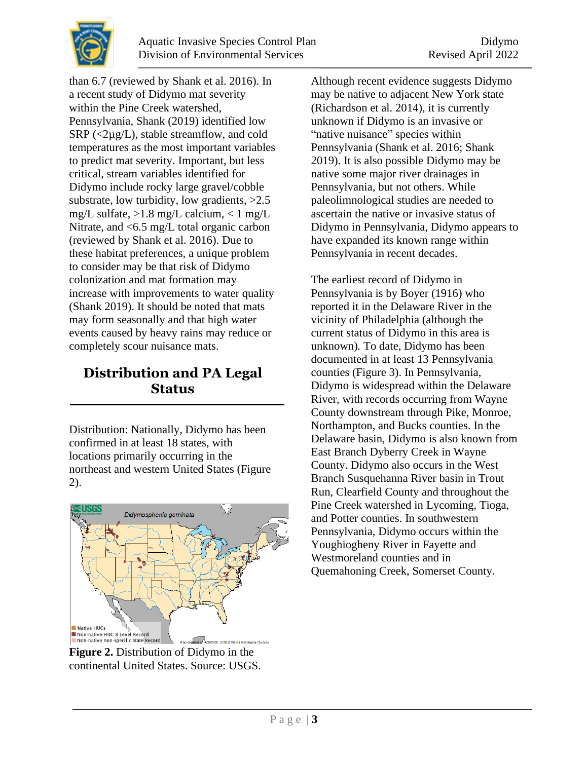than 6.7 (reviewed by Shank et al. 2016). In a recent study of Didymo mat severity within the Pine Creek watershed, Pennsylvania, Shank (2019) identified low SRP (<2µg/L), stable streamflow, and cold temperatures as the most important variables to predict mat severity. Important, but less critical, stream variables identified for Didymo include rocky large gravel/cobble substrate, low turbidity, low gradients, >2.5 mg/L sulfate, >1.8 mg/L calcium, < 1 mg/L Nitrate, and <6.5 mg/L total organic carbon (reviewed by Shank et al. 2016). Due to these habitat preferences, a unique problem to consider may be that risk of Didymo colonization and mat formation may increase with improvements to water quality (Shank 2019). It should be noted that mats may form seasonally and that high water events caused by heavy rains may reduce or completely scour nuisance mats.

## Distribution and PA Legal Status

Distribution: Nationally, Didymo has been confirmed in at least 18 states, with locations primarily occurring in the northeast and western United States (Figure 2).

**Figure 2.** Distribution of Didymo in the continental United States. Source: USGS.

Although recent evidence suggests Didymo may be native to adjacent New York state (Richardson et al. 2014), it is currently unknown if Didymo is an invasive or "native nuisance" species within Pennsylvania (Shank et al. 2016; Shank 2019). It is also possible Didymo may be native some major river drainages in Pennsylvania, but not others. While paleolimnological studies are needed to ascertain the native or invasive status of Didymo in Pennsylvania, Didymo appears to have expanded its known range within Pennsylvania in recent decades.

The earliest record of Didymo in Pennsylvania is by Boyer (1916) who reported it in the Delaware River in the vicinity of Philadelphia (although the current status of Didymo in this area is unknown). To date, Didymo has been documented in at least 13 Pennsylvania counties (Figure 3). In Pennsylvania, Didymo is widespread within the Delaware River, with records occurring from Wayne County downstream through Pike, Monroe, Northampton, and Bucks counties. In the Delaware basin, Didymo is also known from East Branch Dyberry Creek in Wayne County. Didymo also occurs in the West Branch Susquehanna River basin in Trout Run, Clearfield County and throughout the Pine Creek watershed in Lycoming, Tioga, and Potter counties. In southwestern Pennsylvania, Didymo occurs within the Youghiogheny River in Fayette and Westmoreland counties and in Quemahoning Creek, Somerset County.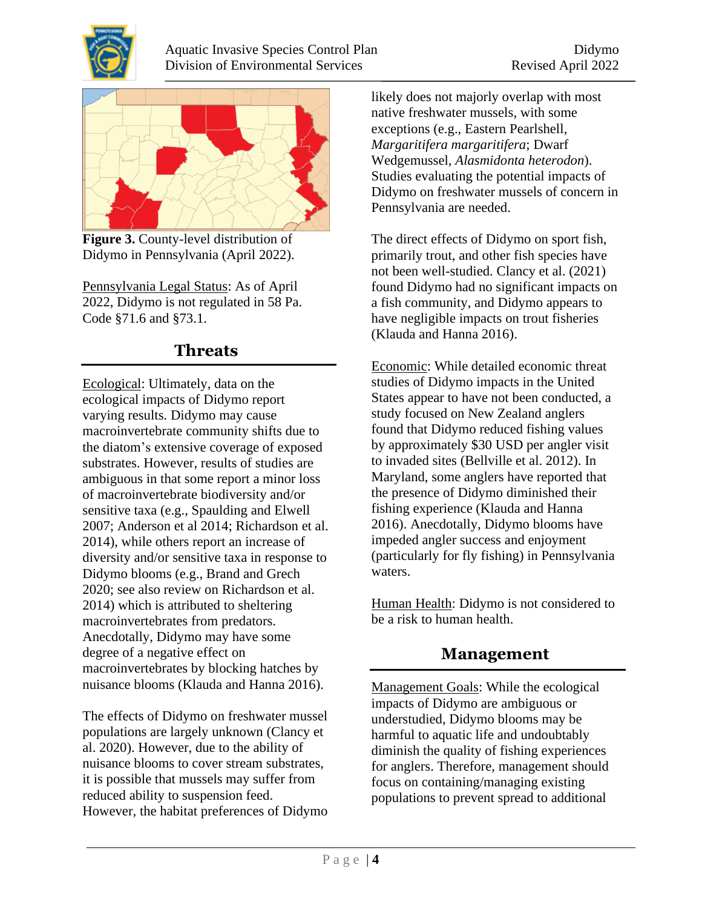**Figure 3.** County-level distribution of Didymo in Pennsylvania (April 2022).

Pennsylvania Legal Status: As of April 2022, Didymo is not regulated in 58 Pa. Code §71.6 and §73.1.

## Threats

Ecological: Ultimately, data on the ecological impacts of Didymo report varying results. Didymo may cause macroinvertebrate community shifts due to the diatom's extensive coverage of exposed substrates. However, results of studies are ambiguous in that some report a minor loss of macroinvertebrate biodiversity and/or sensitive taxa (e.g., Spaulding and Elwell 2007; Anderson et al 2014; Richardson et al. 2014), while others report an increase of diversity and/or sensitive taxa in response to Didymo blooms (e.g., Brand and Grech 2020; see also review on Richardson et al. 2014) which is attributed to sheltering macroinvertebrates from predators. Anecdotally, Didymo may have some degree of a negative effect on macroinvertebrates by blocking hatches by nuisance blooms (Klauda and Hanna 2016).

The effects of Didymo on freshwater mussel populations are largely unknown (Clancy et al. 2020). However, due to the ability of nuisance blooms to cover stream substrates, it is possible that mussels may suffer from reduced ability to suspension feed. However, the habitat preferences of Didymo likely does not majorly overlap with most native freshwater mussels, with some exceptions (e.g., Eastern Pearlshell, *Margaritifera margaritifera*; Dwarf Wedgemussel, *Alasmidonta heterodon*). Studies evaluating the potential impacts of Didymo on freshwater mussels of concern in Pennsylvania are needed.

The direct effects of Didymo on sport fish, primarily trout, and other fish species have not been well-studied. Clancy et al. (2021) found Didymo had no significant impacts on a fish community, and Didymo appears to have negligible impacts on trout fisheries (Klauda and Hanna 2016).

Economic: While detailed economic threat studies of Didymo impacts in the United States appear to have not been conducted, a study focused on New Zealand anglers found that Didymo reduced fishing values by approximately $30 USD per angler visit to invaded sites (Bellville et al. 2012). In Maryland, some anglers have reported that the presence of Didymo diminished their fishing experience (Klauda and Hanna 2016). Anecdotally, Didymo blooms have impeded angler success and enjoyment (particularly for fly fishing) in Pennsylvania waters.

Human Health: Didymo is not considered to be a risk to human health.

## Management

Management Goals: While the ecological impacts of Didymo are ambiguous or understudied, Didymo blooms may be harmful to aquatic life and undoubtably diminish the quality of fishing experiences for anglers. Therefore, management should focus on containing/managing existing populations to prevent spread to additional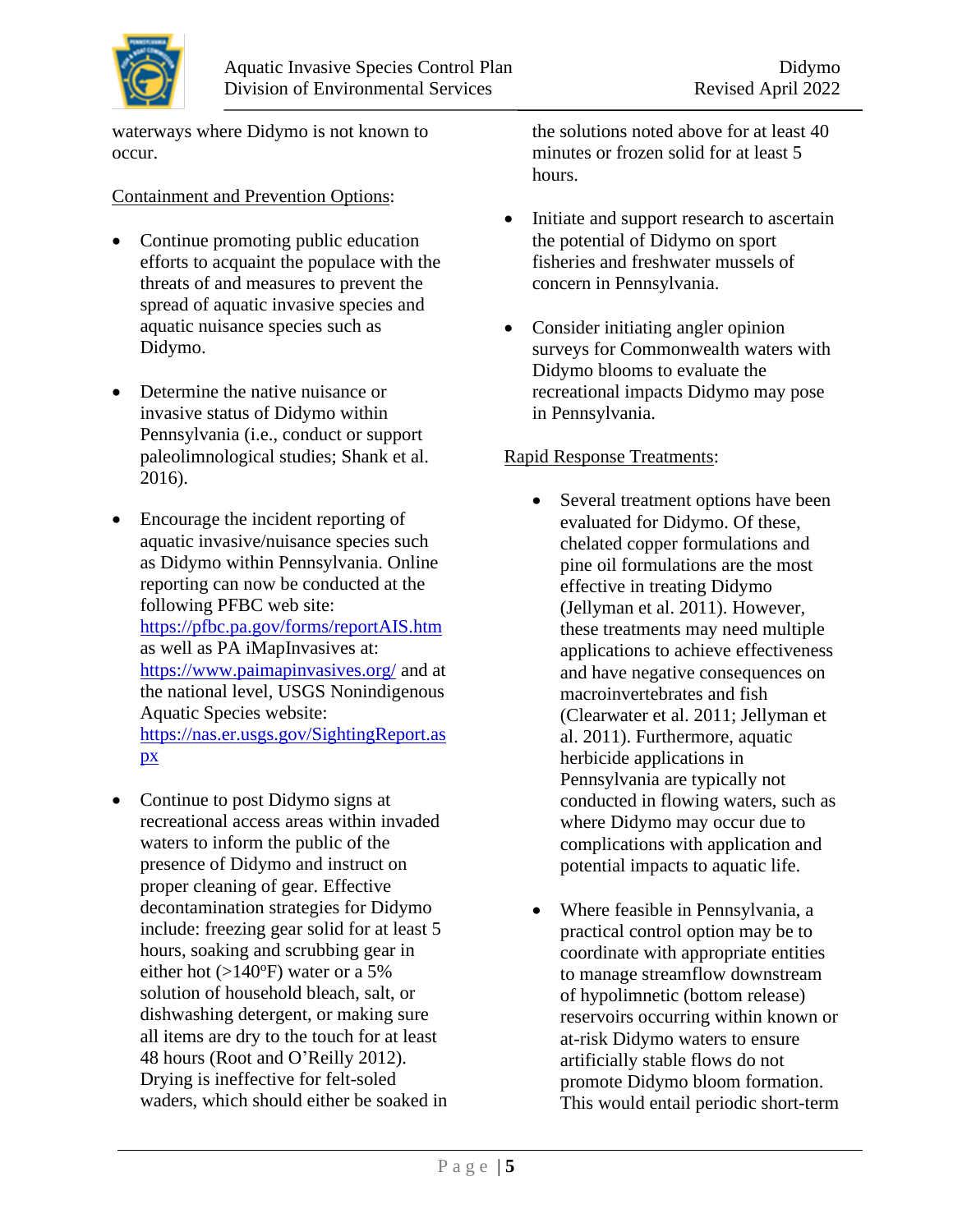waterways where Didymo is not known to occur.

Containment and Prevention Options:

- Continue promoting public education efforts to acquaint the populace with the threats of and measures to prevent the spread of aquatic invasive species and aquatic nuisance species such as Didymo.

- Determine the native nuisance or invasive status of Didymo within Pennsylvania (i.e., conduct or support paleolimnological studies; Shank et al. 2016).

- Encourage the incident reporting of aquatic invasive/nuisance species such as Didymo within Pennsylvania. Online reporting can now be conducted at the following PFBC web site: https://pfbc.pa.gov/forms/reportAIS.htm as well as PA iMapInvasives at: https://www.paimapinvasives.org/ and at the national level, USGS Nonindigenous Aquatic Species website: https://nas.er.usgs.gov/SightingReport.aspx

- Continue to post Didymo signs at recreational access areas within invaded waters to inform the public of the presence of Didymo and instruct on proper cleaning of gear. Effective decontamination strategies for Didymo include: freezing gear solid for at least 5 hours, soaking and scrubbing gear in either hot (>140°F) water or a 5% solution of household bleach, salt, or dishwashing detergent, or making sure all items are dry to the touch for at least 48 hours (Root and O'Reilly 2012). Drying is ineffective for felt-soled waders, which should either be soaked in the solutions noted above for at least 40 minutes or frozen solid for at least 5 hours.

- Initiate and support research to ascertain the potential of Didymo on sport fisheries and freshwater mussels of concern in Pennsylvania.

- Consider initiating angler opinion surveys for Commonwealth waters with Didymo blooms to evaluate the recreational impacts Didymo may pose in Pennsylvania.

Rapid Response Treatments:

- Several treatment options have been evaluated for Didymo. Of these, chelated copper formulations and pine oil formulations are the most effective in treating Didymo (Jellyman et al. 2011). However, these treatments may need multiple applications to achieve effectiveness and have negative consequences on macroinvertebrates and fish (Clearwater et al. 2011; Jellyman et al. 2011). Furthermore, aquatic herbicide applications in Pennsylvania are typically not conducted in flowing waters, such as where Didymo may occur due to complications with application and potential impacts to aquatic life.

- Where feasible in Pennsylvania, a practical control option may be to coordinate with appropriate entities to manage streamflow downstream of hypolimnetic (bottom release) reservoirs occurring within known or at-risk Didymo waters to ensure artificially stable flows do not promote Didymo bloom formation. This would entail periodic short-term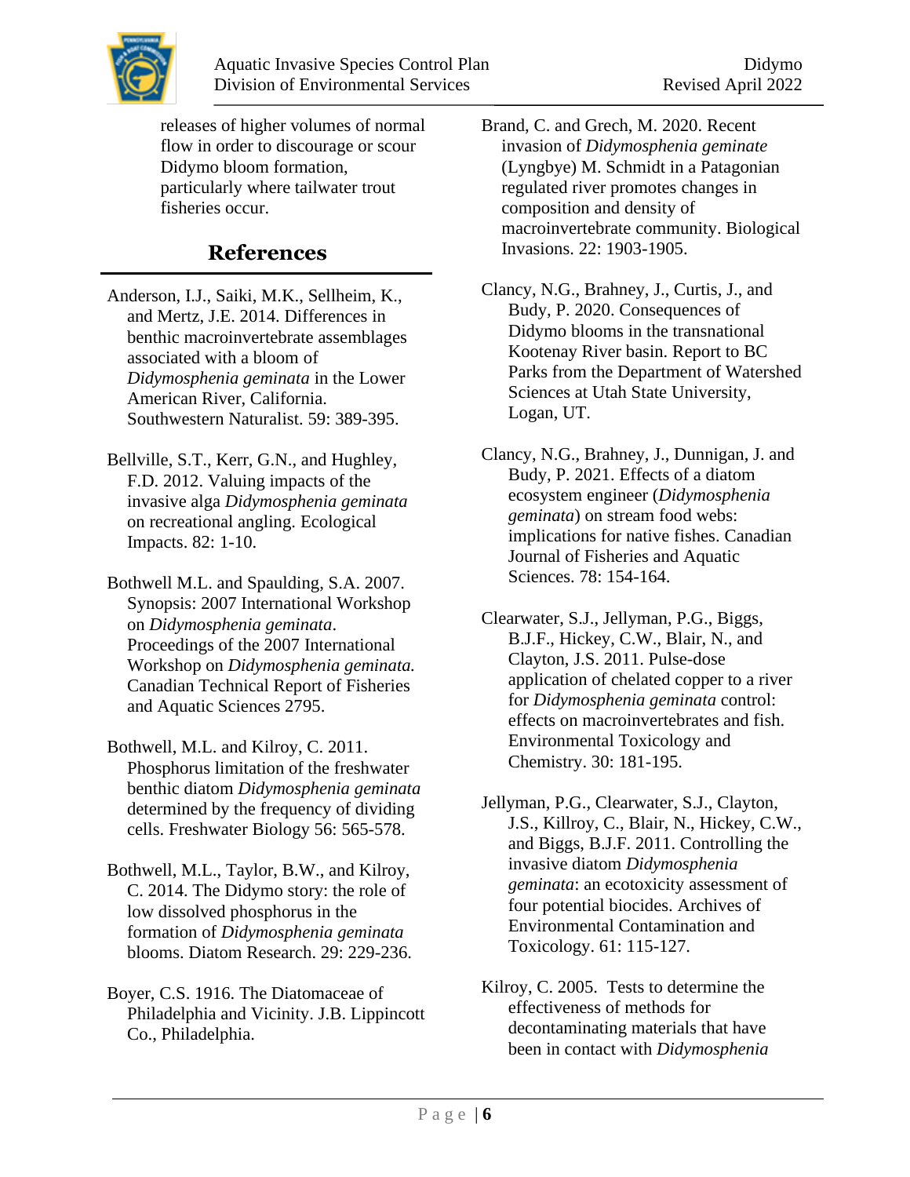releases of higher volumes of normal flow in order to discourage or scour Didymo bloom formation, particularly where tailwater trout fisheries occur.

## References

Anderson, I.J., Saiki, M.K., Sellheim, K., and Mertz, J.E. 2014. Differences in benthic macroinvertebrate assemblages associated with a bloom of *Didymosphenia geminata* in the Lower American River, California. Southwestern Naturalist. 59: 389-395.

Bellville, S.T., Kerr, G.N., and Hughley, F.D. 2012. Valuing impacts of the invasive alga *Didymosphenia geminata* on recreational angling. Ecological Impacts. 82: 1-10.

Bothwell M.L. and Spaulding, S.A. 2007. Synopsis: 2007 International Workshop on *Didymosphenia geminata*. Proceedings of the 2007 International Workshop on *Didymosphenia geminata.* Canadian Technical Report of Fisheries and Aquatic Sciences 2795.

Bothwell, M.L. and Kilroy, C. 2011. Phosphorus limitation of the freshwater benthic diatom *Didymosphenia geminata* determined by the frequency of dividing cells. Freshwater Biology 56: 565-578.

Bothwell, M.L., Taylor, B.W., and Kilroy, C. 2014. The Didymo story: the role of low dissolved phosphorus in the formation of *Didymosphenia geminata* blooms. Diatom Research. 29: 229-236.

Boyer, C.S. 1916. The Diatomaceae of Philadelphia and Vicinity. J.B. Lippincott Co., Philadelphia.

Brand, C. and Grech, M. 2020. Recent invasion of *Didymosphenia geminate* (Lyngbye) M. Schmidt in a Patagonian regulated river promotes changes in composition and density of macroinvertebrate community. Biological Invasions. 22: 1903-1905.

Clancy, N.G., Brahney, J., Curtis, J., and Budy, P. 2020. Consequences of Didymo blooms in the transnational Kootenay River basin. Report to BC Parks from the Department of Watershed Sciences at Utah State University, Logan, UT.

Clancy, N.G., Brahney, J., Dunnigan, J. and Budy, P. 2021. Effects of a diatom ecosystem engineer (*Didymosphenia geminata*) on stream food webs: implications for native fishes. Canadian Journal of Fisheries and Aquatic Sciences. 78: 154-164.

Clearwater, S.J., Jellyman, P.G., Biggs, B.J.F., Hickey, C.W., Blair, N., and Clayton, J.S. 2011. Pulse-dose application of chelated copper to a river for *Didymosphenia geminata* control: effects on macroinvertebrates and fish. Environmental Toxicology and Chemistry. 30: 181-195.

Jellyman, P.G., Clearwater, S.J., Clayton, J.S., Killroy, C., Blair, N., Hickey, C.W., and Biggs, B.J.F. 2011. Controlling the invasive diatom *Didymosphenia geminata*: an ecotoxicity assessment of four potential biocides. Archives of Environmental Contamination and Toxicology. 61: 115-127.

Kilroy, C. 2005. Tests to determine the effectiveness of methods for decontaminating materials that have been in contact with *Didymosphenia*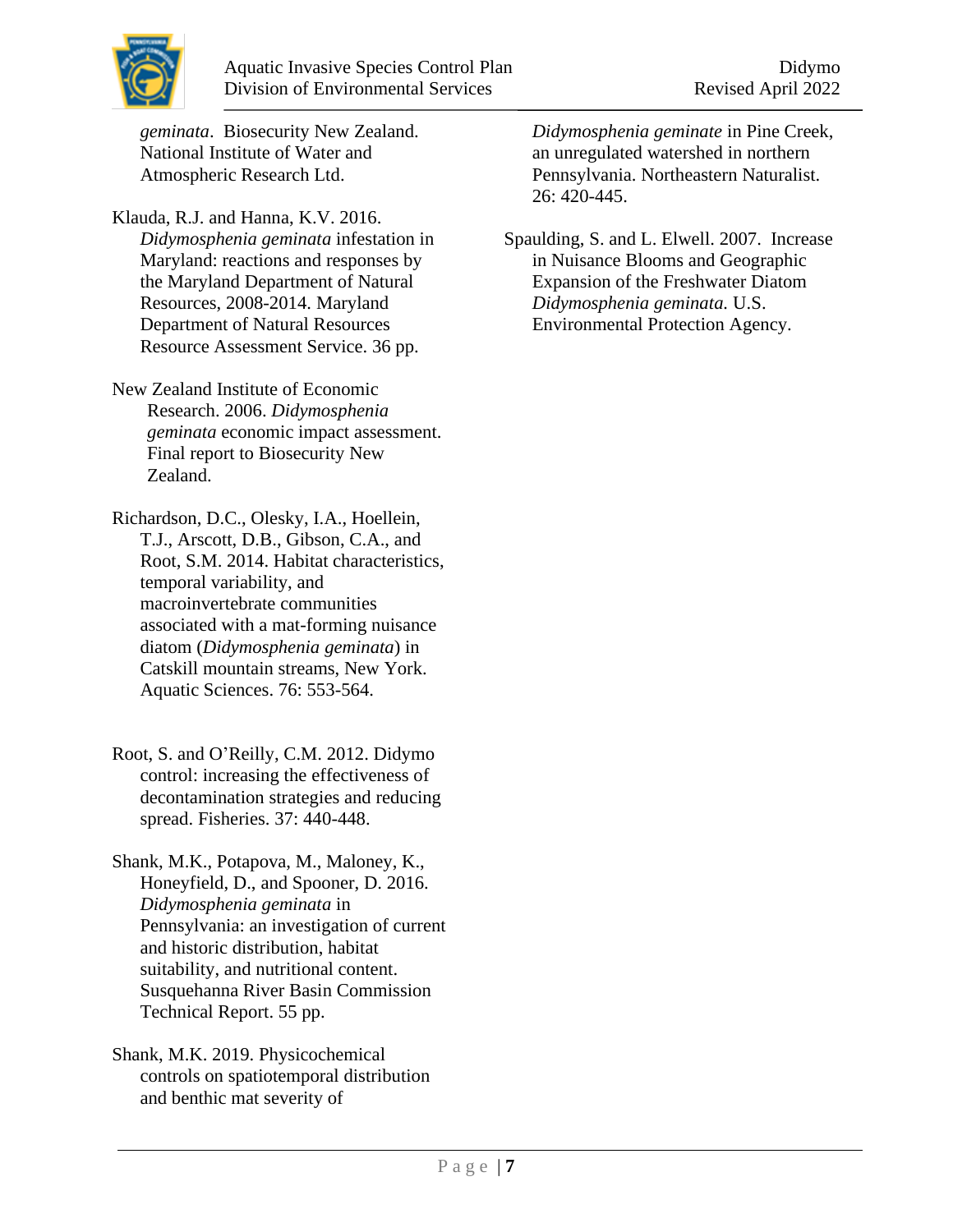*geminata*. Biosecurity New Zealand. National Institute of Water and Atmospheric Research Ltd.

Klauda, R.J. and Hanna, K.V. 2016. *Didymosphenia geminata* infestation in Maryland: reactions and responses by the Maryland Department of Natural Resources, 2008-2014. Maryland Department of Natural Resources Resource Assessment Service. 36 pp.

New Zealand Institute of Economic Research. 2006. *Didymosphenia geminata* economic impact assessment. Final report to Biosecurity New Zealand.

Richardson, D.C., Olesky, I.A., Hoellein, T.J., Arscott, D.B., Gibson, C.A., and Root, S.M. 2014. Habitat characteristics, temporal variability, and macroinvertebrate communities associated with a mat-forming nuisance diatom (*Didymosphenia geminata*) in Catskill mountain streams, New York. Aquatic Sciences. 76: 553-564.

Root, S. and O'Reilly, C.M. 2012. Didymo control: increasing the effectiveness of decontamination strategies and reducing spread. Fisheries. 37: 440-448.

Shank, M.K., Potapova, M., Maloney, K., Honeyfield, D., and Spooner, D. 2016. *Didymosphenia geminata* in Pennsylvania: an investigation of current and historic distribution, habitat suitability, and nutritional content. Susquehanna River Basin Commission Technical Report. 55 pp.

Shank, M.K. 2019. Physicochemical controls on spatiotemporal distribution and benthic mat severity of *Didymosphenia geminate* in Pine Creek, an unregulated watershed in northern Pennsylvania. Northeastern Naturalist. 26: 420-445.

Spaulding, S. and L. Elwell. 2007. Increase in Nuisance Blooms and Geographic Expansion of the Freshwater Diatom *Didymosphenia geminata.* U.S. Environmental Protection Agency.